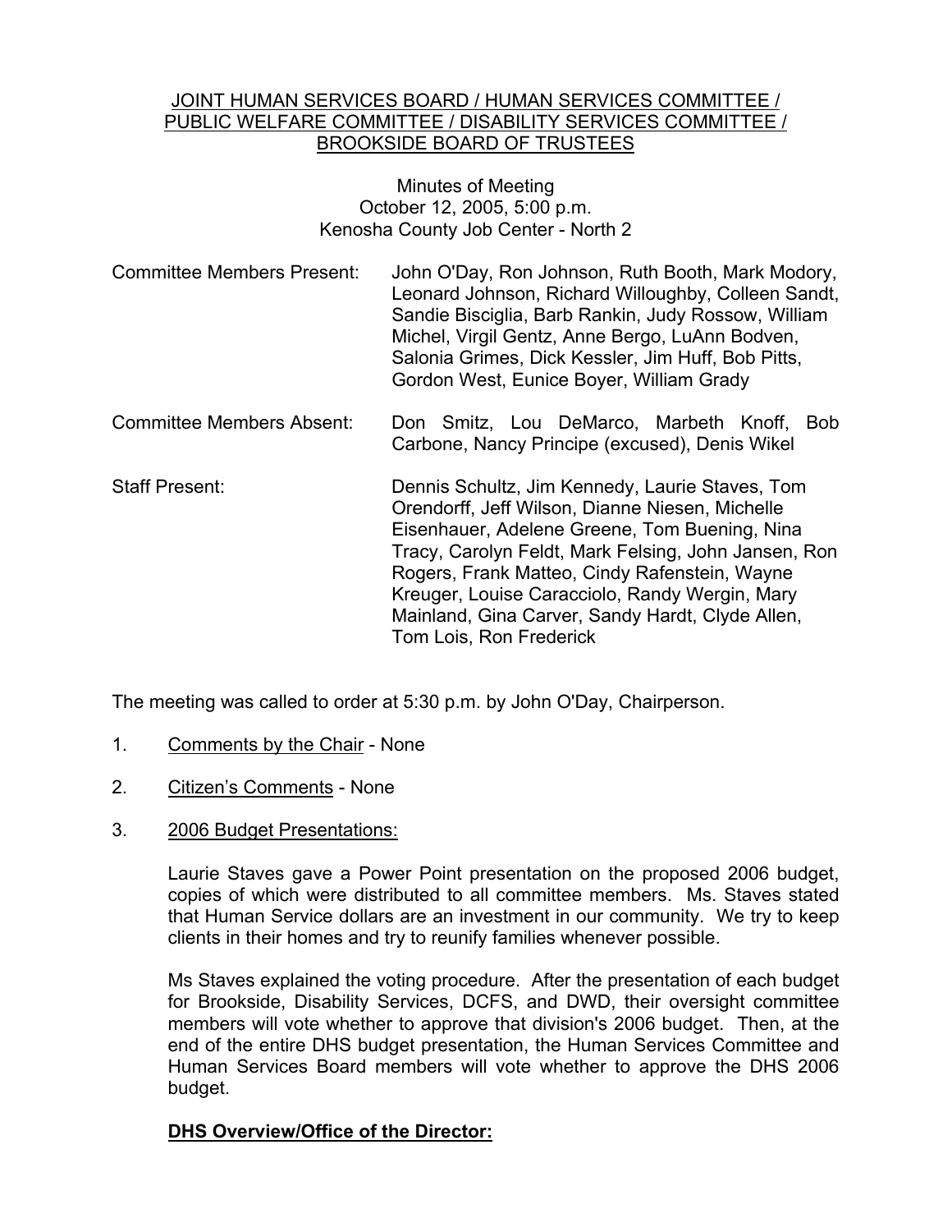# JOINT HUMAN SERVICES BOARD / HUMAN SERVICES COMMITTEE / PUBLIC WELFARE COMMITTEE / DISABILITY SERVICES COMMITTEE / BROOKSIDE BOARD OF TRUSTEES

Minutes of Meeting
October 12, 2005, 5:00 p.m.
Kenosha County Job Center - North 2

Committee Members Present: John O'Day, Ron Johnson, Ruth Booth, Mark Modory, Leonard Johnson, Richard Willoughby, Colleen Sandt, Sandie Bisciglia, Barb Rankin, Judy Rossow, William Michel, Virgil Gentz, Anne Bergo, LuAnn Bodven, Salonia Grimes, Dick Kessler, Jim Huff, Bob Pitts, Gordon West, Eunice Boyer, William Grady

Committee Members Absent: Don Smitz, Lou DeMarco, Marbeth Knoff, Bob Carbone, Nancy Principe (excused), Denis Wikel

Staff Present: Dennis Schultz, Jim Kennedy, Laurie Staves, Tom Orendorff, Jeff Wilson, Dianne Niesen, Michelle Eisenhauer, Adelene Greene, Tom Buening, Nina Tracy, Carolyn Feldt, Mark Felsing, John Jansen, Ron Rogers, Frank Matteo, Cindy Rafenstein, Wayne Kreuger, Louise Caracciolo, Randy Wergin, Mary Mainland, Gina Carver, Sandy Hardt, Clyde Allen, Tom Lois, Ron Frederick

The meeting was called to order at 5:30 p.m. by John O'Day, Chairperson.

1. Comments by the Chair - None

2. Citizen's Comments - None

3. 2006 Budget Presentations:

   Laurie Staves gave a Power Point presentation on the proposed 2006 budget, copies of which were distributed to all committee members. Ms. Staves stated that Human Service dollars are an investment in our community. We try to keep clients in their homes and try to reunify families whenever possible.

   Ms Staves explained the voting procedure. After the presentation of each budget for Brookside, Disability Services, DCFS, and DWD, their oversight committee members will vote whether to approve that division's 2006 budget. Then, at the end of the entire DHS budget presentation, the Human Services Committee and Human Services Board members will vote whether to approve the DHS 2006 budget.

   **DHS Overview/Office of the Director:**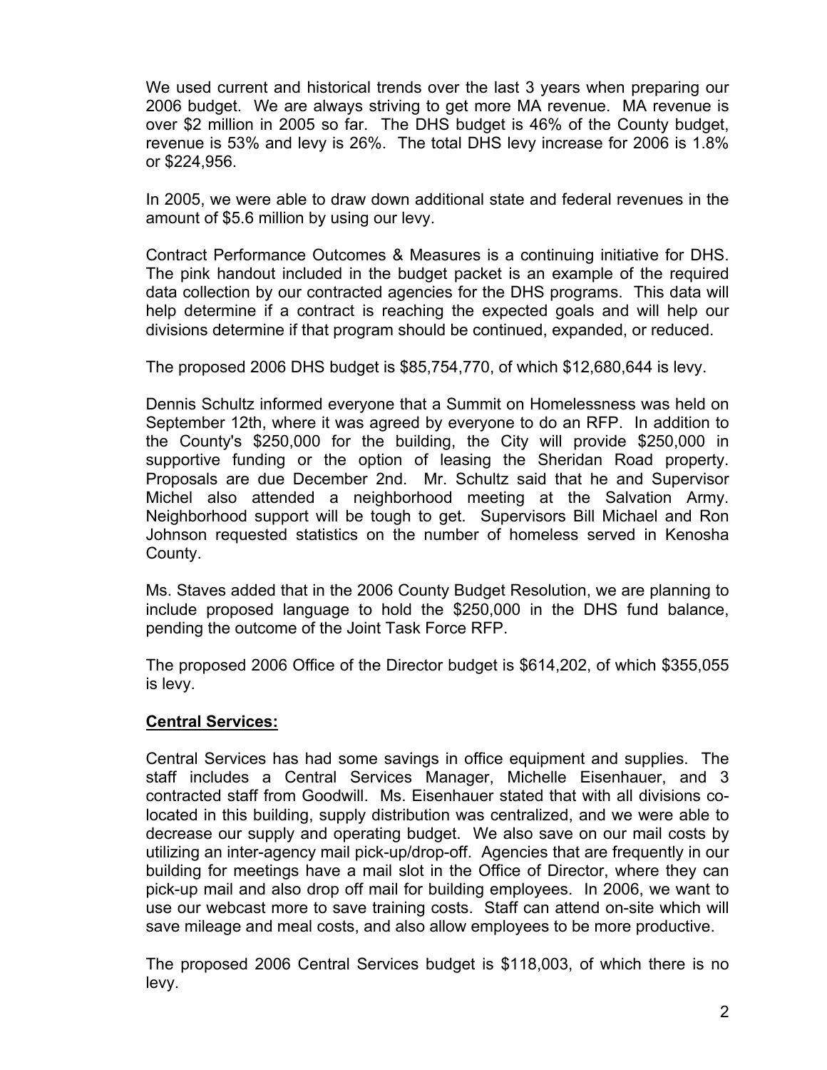We used current and historical trends over the last 3 years when preparing our 2006 budget. We are always striving to get more MA revenue. MA revenue is over $2 million in 2005 so far. The DHS budget is 46% of the County budget, revenue is 53% and levy is 26%. The total DHS levy increase for 2006 is 1.8% or $224,956.

In 2005, we were able to draw down additional state and federal revenues in the amount of $5.6 million by using our levy.

Contract Performance Outcomes & Measures is a continuing initiative for DHS. The pink handout included in the budget packet is an example of the required data collection by our contracted agencies for the DHS programs. This data will help determine if a contract is reaching the expected goals and will help our divisions determine if that program should be continued, expanded, or reduced.

The proposed 2006 DHS budget is $85,754,770, of which $12,680,644 is levy.

Dennis Schultz informed everyone that a Summit on Homelessness was held on September 12th, where it was agreed by everyone to do an RFP. In addition to the County's $250,000 for the building, the City will provide $250,000 in supportive funding or the option of leasing the Sheridan Road property. Proposals are due December 2nd. Mr. Schultz said that he and Supervisor Michel also attended a neighborhood meeting at the Salvation Army. Neighborhood support will be tough to get. Supervisors Bill Michael and Ron Johnson requested statistics on the number of homeless served in Kenosha County.

Ms. Staves added that in the 2006 County Budget Resolution, we are planning to include proposed language to hold the $250,000 in the DHS fund balance, pending the outcome of the Joint Task Force RFP.

The proposed 2006 Office of the Director budget is $614,202, of which $355,055 is levy.

**Central Services:**

Central Services has had some savings in office equipment and supplies. The staff includes a Central Services Manager, Michelle Eisenhauer, and 3 contracted staff from Goodwill. Ms. Eisenhauer stated that with all divisions co-located in this building, supply distribution was centralized, and we were able to decrease our supply and operating budget. We also save on our mail costs by utilizing an inter-agency mail pick-up/drop-off. Agencies that are frequently in our building for meetings have a mail slot in the Office of Director, where they can pick-up mail and also drop off mail for building employees. In 2006, we want to use our webcast more to save training costs. Staff can attend on-site which will save mileage and meal costs, and also allow employees to be more productive.

The proposed 2006 Central Services budget is $118,003, of which there is no levy.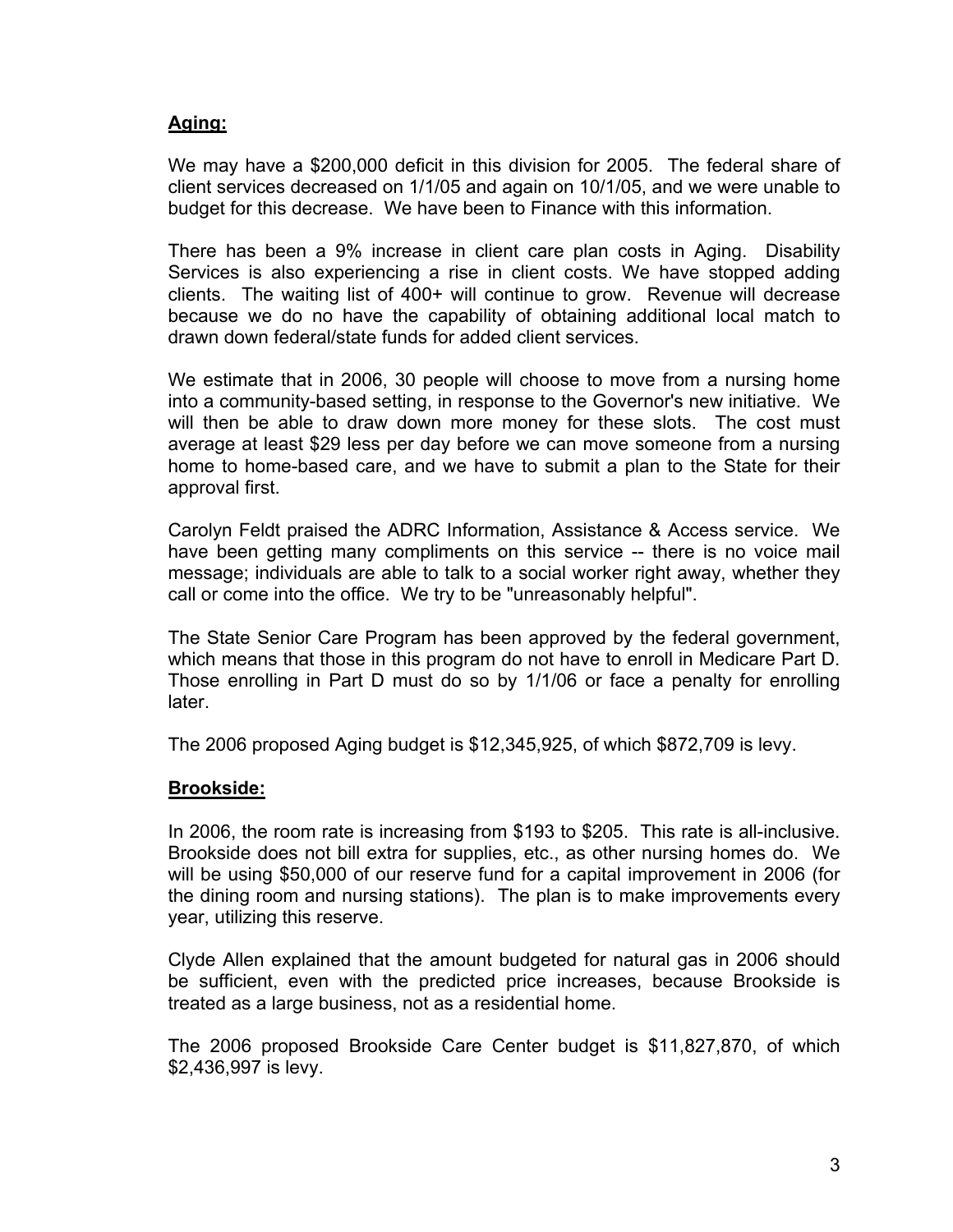## **Aging:**

We may have a $200,000 deficit in this division for 2005. The federal share of client services decreased on 1/1/05 and again on 10/1/05, and we were unable to budget for this decrease. We have been to Finance with this information.

There has been a 9% increase in client care plan costs in Aging. Disability Services is also experiencing a rise in client costs. We have stopped adding clients. The waiting list of 400+ will continue to grow. Revenue will decrease because we do no have the capability of obtaining additional local match to drawn down federal/state funds for added client services.

We estimate that in 2006, 30 people will choose to move from a nursing home into a community-based setting, in response to the Governor's new initiative. We will then be able to draw down more money for these slots. The cost must average at least $29 less per day before we can move someone from a nursing home to home-based care, and we have to submit a plan to the State for their approval first.

Carolyn Feldt praised the ADRC Information, Assistance & Access service. We have been getting many compliments on this service -- there is no voice mail message; individuals are able to talk to a social worker right away, whether they call or come into the office. We try to be "unreasonably helpful".

The State Senior Care Program has been approved by the federal government, which means that those in this program do not have to enroll in Medicare Part D. Those enrolling in Part D must do so by 1/1/06 or face a penalty for enrolling later.

The 2006 proposed Aging budget is $12,345,925, of which $872,709 is levy.

## **Brookside:**

In 2006, the room rate is increasing from $193 to $205. This rate is all-inclusive. Brookside does not bill extra for supplies, etc., as other nursing homes do. We will be using $50,000 of our reserve fund for a capital improvement in 2006 (for the dining room and nursing stations). The plan is to make improvements every year, utilizing this reserve.

Clyde Allen explained that the amount budgeted for natural gas in 2006 should be sufficient, even with the predicted price increases, because Brookside is treated as a large business, not as a residential home.

The 2006 proposed Brookside Care Center budget is $11,827,870, of which $2,436,997 is levy.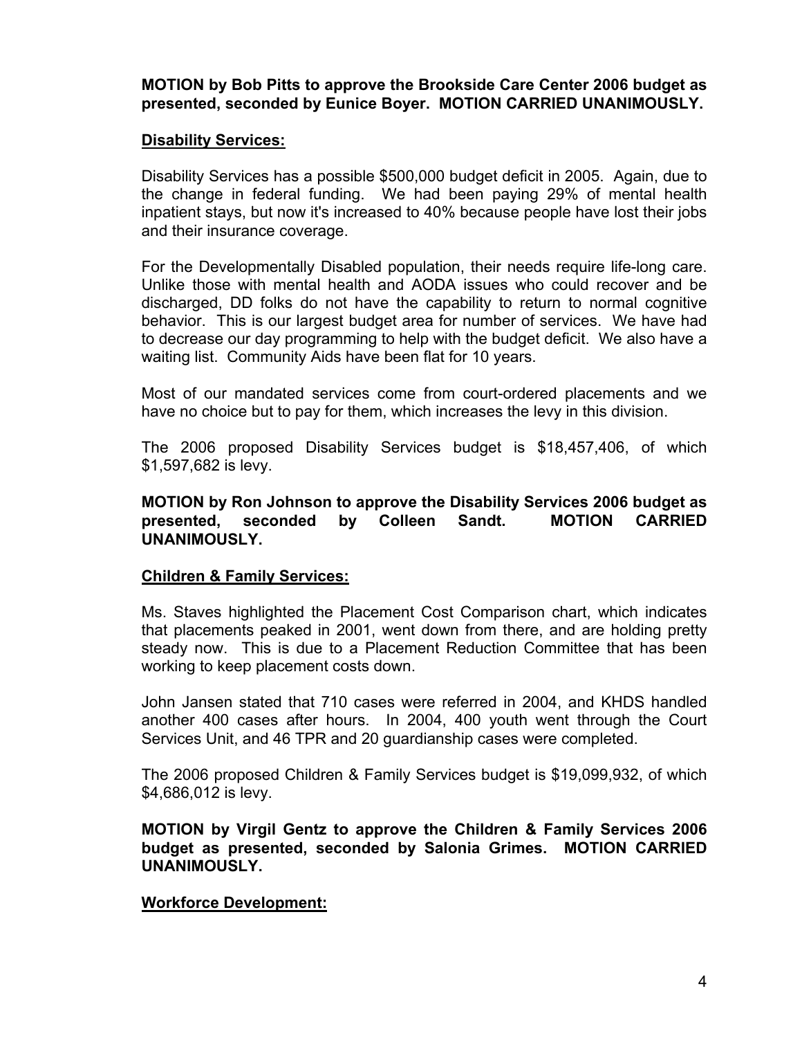**MOTION by Bob Pitts to approve the Brookside Care Center 2006 budget as presented, seconded by Eunice Boyer. MOTION CARRIED UNANIMOUSLY.**

**Disability Services:**

Disability Services has a possible $500,000 budget deficit in 2005. Again, due to the change in federal funding. We had been paying 29% of mental health inpatient stays, but now it's increased to 40% because people have lost their jobs and their insurance coverage.

For the Developmentally Disabled population, their needs require life-long care. Unlike those with mental health and AODA issues who could recover and be discharged, DD folks do not have the capability to return to normal cognitive behavior. This is our largest budget area for number of services. We have had to decrease our day programming to help with the budget deficit. We also have a waiting list. Community Aids have been flat for 10 years.

Most of our mandated services come from court-ordered placements and we have no choice but to pay for them, which increases the levy in this division.

The 2006 proposed Disability Services budget is $18,457,406, of which $1,597,682 is levy.

**MOTION by Ron Johnson to approve the Disability Services 2006 budget as presented, seconded by Colleen Sandt. MOTION CARRIED UNANIMOUSLY.**

**Children & Family Services:**

Ms. Staves highlighted the Placement Cost Comparison chart, which indicates that placements peaked in 2001, went down from there, and are holding pretty steady now. This is due to a Placement Reduction Committee that has been working to keep placement costs down.

John Jansen stated that 710 cases were referred in 2004, and KHDS handled another 400 cases after hours. In 2004, 400 youth went through the Court Services Unit, and 46 TPR and 20 guardianship cases were completed.

The 2006 proposed Children & Family Services budget is $19,099,932, of which $4,686,012 is levy.

**MOTION by Virgil Gentz to approve the Children & Family Services 2006 budget as presented, seconded by Salonia Grimes. MOTION CARRIED UNANIMOUSLY.**

**Workforce Development:**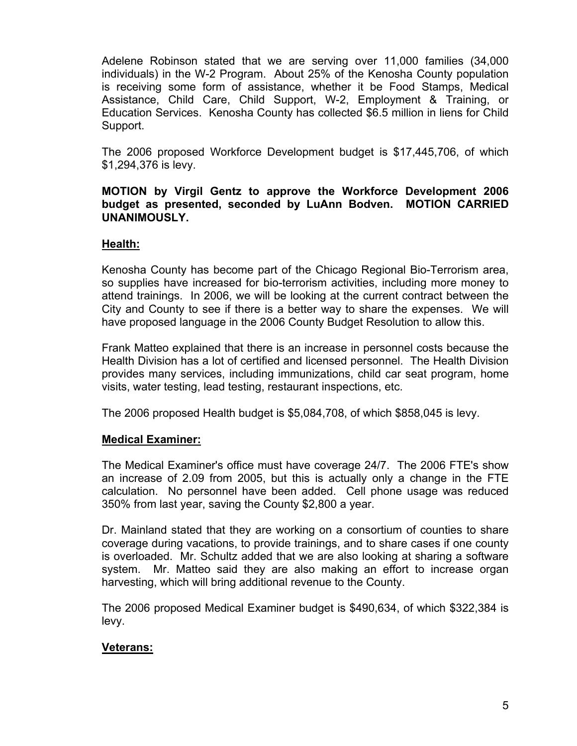Adelene Robinson stated that we are serving over 11,000 families (34,000 individuals) in the W-2 Program. About 25% of the Kenosha County population is receiving some form of assistance, whether it be Food Stamps, Medical Assistance, Child Care, Child Support, W-2, Employment & Training, or Education Services. Kenosha County has collected $6.5 million in liens for Child Support.

The 2006 proposed Workforce Development budget is $17,445,706, of which $1,294,376 is levy.

**MOTION by Virgil Gentz to approve the Workforce Development 2006 budget as presented, seconded by LuAnn Bodven. MOTION CARRIED UNANIMOUSLY.**

**Health:**

Kenosha County has become part of the Chicago Regional Bio-Terrorism area, so supplies have increased for bio-terrorism activities, including more money to attend trainings. In 2006, we will be looking at the current contract between the City and County to see if there is a better way to share the expenses. We will have proposed language in the 2006 County Budget Resolution to allow this.

Frank Matteo explained that there is an increase in personnel costs because the Health Division has a lot of certified and licensed personnel. The Health Division provides many services, including immunizations, child car seat program, home visits, water testing, lead testing, restaurant inspections, etc.

The 2006 proposed Health budget is $5,084,708, of which $858,045 is levy.

**Medical Examiner:**

The Medical Examiner's office must have coverage 24/7. The 2006 FTE's show an increase of 2.09 from 2005, but this is actually only a change in the FTE calculation. No personnel have been added. Cell phone usage was reduced 350% from last year, saving the County $2,800 a year.

Dr. Mainland stated that they are working on a consortium of counties to share coverage during vacations, to provide trainings, and to share cases if one county is overloaded. Mr. Schultz added that we are also looking at sharing a software system. Mr. Matteo said they are also making an effort to increase organ harvesting, which will bring additional revenue to the County.

The 2006 proposed Medical Examiner budget is $490,634, of which $322,384 is levy.

**Veterans:**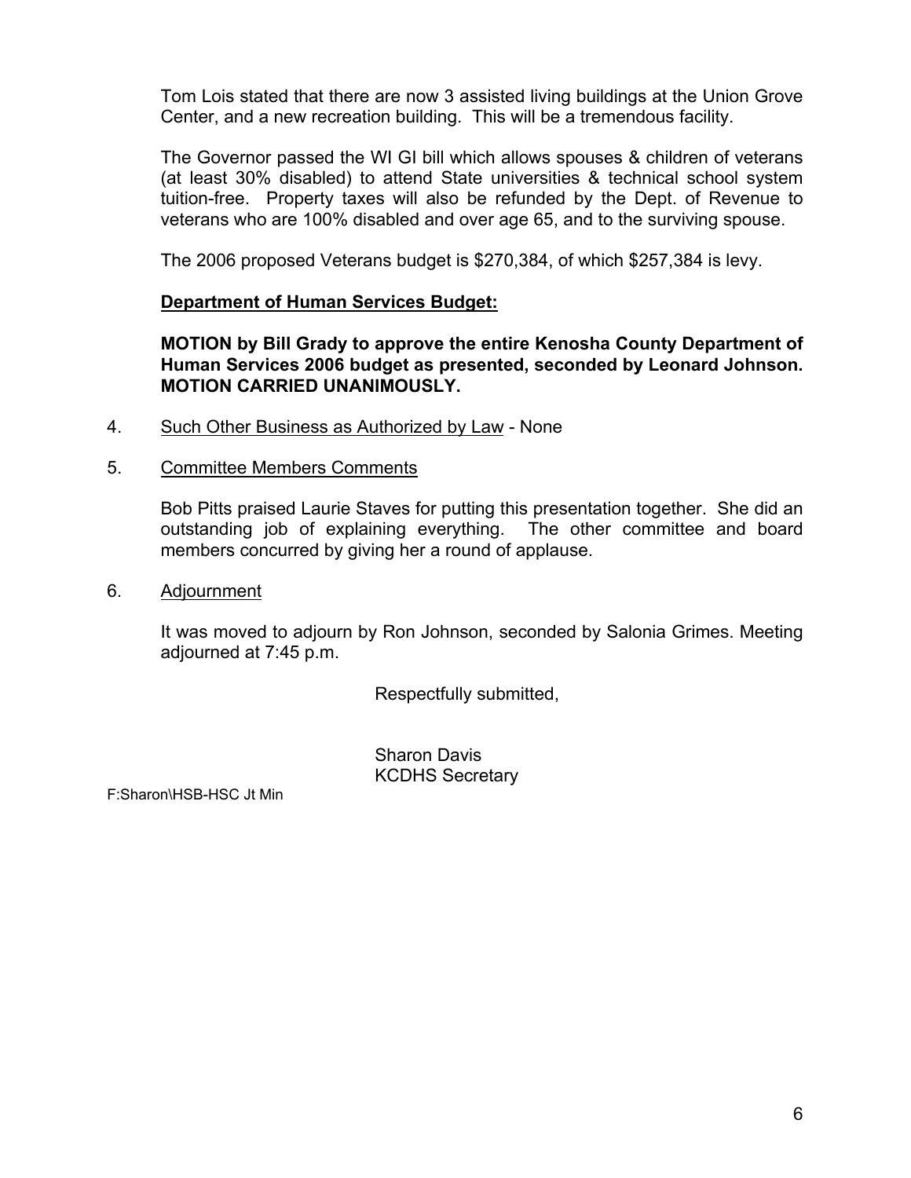Tom Lois stated that there are now 3 assisted living buildings at the Union Grove Center, and a new recreation building. This will be a tremendous facility.

The Governor passed the WI GI bill which allows spouses & children of veterans (at least 30% disabled) to attend State universities & technical school system tuition-free. Property taxes will also be refunded by the Dept. of Revenue to veterans who are 100% disabled and over age 65, and to the surviving spouse.

The 2006 proposed Veterans budget is $270,384, of which $257,384 is levy.

**Department of Human Services Budget:**

**MOTION by Bill Grady to approve the entire Kenosha County Department of Human Services 2006 budget as presented, seconded by Leonard Johnson. MOTION CARRIED UNANIMOUSLY.**

4. Such Other Business as Authorized by Law - None

5. Committee Members Comments

   Bob Pitts praised Laurie Staves for putting this presentation together. She did an outstanding job of explaining everything. The other committee and board members concurred by giving her a round of applause.

6. Adjournment

   It was moved to adjourn by Ron Johnson, seconded by Salonia Grimes. Meeting adjourned at 7:45 p.m.

Respectfully submitted,

Sharon Davis
KCDHS Secretary

F:Sharon\HSB-HSC Jt Min